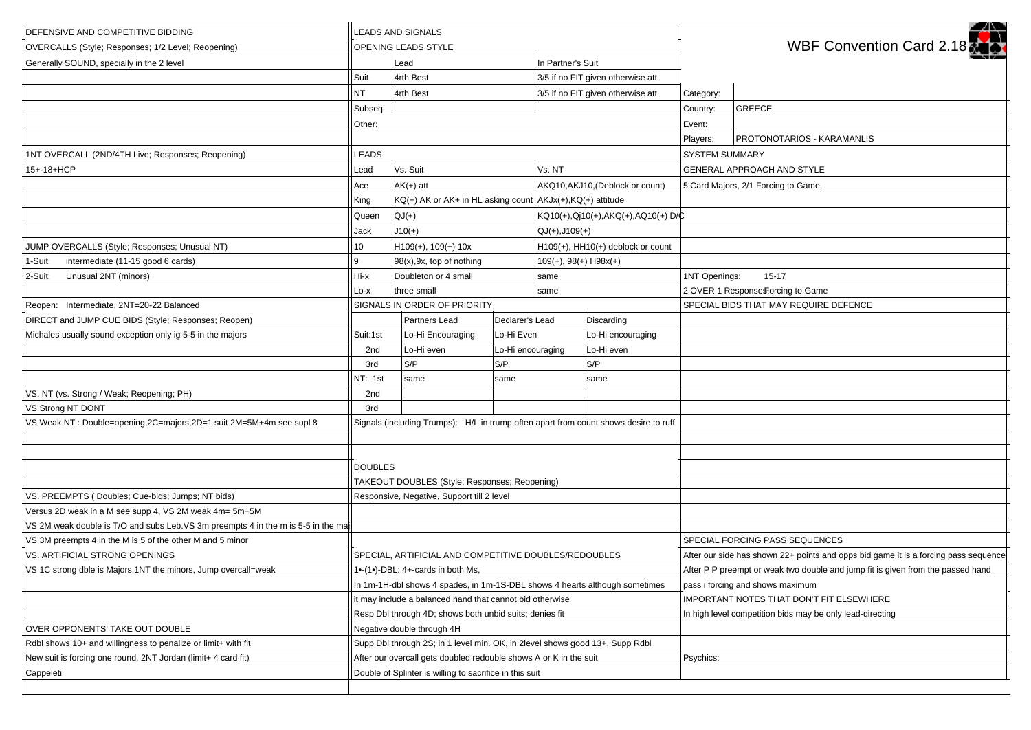# WBF Convention Card 2.18

| | |
|---|---|
| Category: | |
| Country: | GREECE |
| Event: | |
| Players: | PROTONOTARIOS - KARAMANLIS |

## DEFENSIVE AND COMPETITIVE BIDDING

### OVERCALLS (Style; Responses; 1/2 Level; Reopening)

Generally SOUND, specially in the 2 level

### 1NT OVERCALL (2ND/4TH Live; Responses; Reopening)

15+-18+HCP

### JUMP OVERCALLS (Style; Responses; Unusual NT)

1-Suit: intermediate (11-15 good 6 cards)

2-Suit: Unusual 2NT (minors)

Reopen: Intermediate, 2NT=20-22 Balanced

### DIRECT and JUMP CUE BIDS (Style; Responses; Reopen)

Michales usually sound exception only ig 5-5 in the majors

### VS. NT (vs. Strong / Weak; Reopening; PH)

VS Strong NT DONT

VS Weak NT : Double=opening,2C=majors,2D=1 suit 2M=5M+4m see supl 8

### VS. PREEMPTS ( Doubles; Cue-bids; Jumps; NT bids)

Versus 2D weak in a M see supp 4, VS 2M weak 4m= 5m+5M

VS 2M weak double is T/O and subs Leb.VS 3m preempts 4 in the m is 5-5 in the ma

VS 3M preempts 4 in the M is 5 of the other M and 5 minor

### VS. ARTIFICIAL STRONG OPENINGS

VS 1C strong dble is Majors,1NT the minors, Jump overcall=weak

### OVER OPPONENTS' TAKE OUT DOUBLE

Rdbl shows 10+ and willingness to penalize or limit+ with fit

New suit is forcing one round, 2NT Jordan (limit+ 4 card fit)

Cappeleti

## LEADS AND SIGNALS

### OPENING LEADS STYLE

| | Lead | In Partner's Suit |
|---|---|---|
| Suit | 4rth Best | 3/5 if no FIT given otherwise att |
| NT | 4rth Best | 3/5 if no FIT given otherwise att |
| Subseq | | |
| Other: | | |

### LEADS

| Lead | Vs. Suit | Vs. NT |
|---|---|---|
| Ace | AK(+) att | AKQ10,AKJ10,(Deblock or count) |
| King | KQ(+) AK or AK+ in HL asking count | AKJx(+),KQ(+) attitude |
| Queen | QJ(+) | KQ10(+),Qj10(+),AKQ(+),AQ10(+) D/C |
| Jack | J10(+) | QJ(+),J109(+) |
| 10 | H109(+), 109(+) 10x | H109(+), HH10(+) deblock or count |
| 9 | 98(x),9x, top of nothing | 109(+), 98(+) H98x(+) |
| Hi-x | Doubleton or 4 small | same |
| Lo-x | three small | same |

### SIGNALS IN ORDER OF PRIORITY

| | | Partners Lead | Declarer's Lead | Discarding |
|---|---|---|---|---|
| Suit: | 1st | Lo-Hi Encouraging | Lo-Hi Even | Lo-Hi encouraging |
| | 2nd | Lo-Hi even | Lo-Hi encouraging | Lo-Hi even |
| | 3rd | S/P | S/P | S/P |
| NT: | 1st | same | same | same |
| | 2nd | | | |
| | 3rd | | | |

Signals (including Trumps): H/L in trump often apart from count shows desire to ruff

## DOUBLES

### TAKEOUT DOUBLES (Style; Responses; Reopening)

Responsive, Negative, Support till 2 level

### SPECIAL, ARTIFICIAL AND COMPETITIVE DOUBLES/REDOUBLES

1•-(1•)-DBL: 4+-cards in both Ms,

In 1m-1H-dbl shows 4 spades, in 1m-1S-DBL shows 4 hearts although sometimes

it may include a balanced hand that cannot bid otherwise

Resp Dbl through 4D; shows both unbid suits; denies fit

Negative double through 4H

Supp Dbl through 2S; in 1 level min. OK, in 2level shows good 13+, Supp Rdbl

After our overcall gets doubled redouble shows A or K in the suit

Double of Splinter is willing to sacrifice in this suit

## SYSTEM SUMMARY

### GENERAL APPROACH AND STYLE

5 Card Majors, 2/1 Forcing to Game.

1NT Openings: 15-17

2 OVER 1 Responses: Forcing to Game

### SPECIAL BIDS THAT MAY REQUIRE DEFENCE

### SPECIAL FORCING PASS SEQUENCES

After our side has shown 22+ points and opps bid game it is a forcing pass sequence

After P P preempt or weak two double and jump fit is given from the passed hand

pass i forcing and shows maximum

### IMPORTANT NOTES THAT DON'T FIT ELSEWHERE

In high level competition bids may be only lead-directing

Psychics: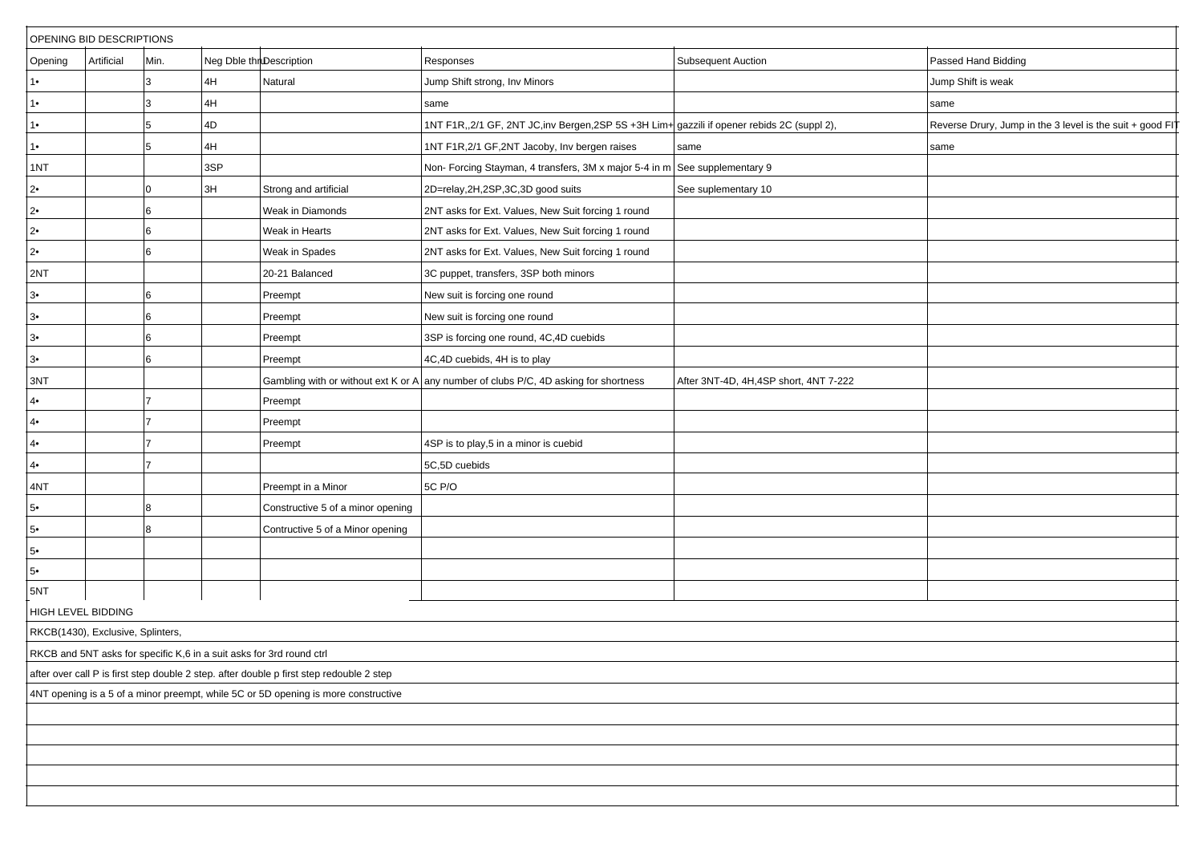## OPENING BID DESCRIPTIONS

| Opening | Artificial | Min. | Neg Dble thru | Description | Responses | Subsequent Auction | Passed Hand Bidding |
|---|---|---|---|---|---|---|---|
| 1• | | 3 | 4H | Natural | Jump Shift strong, Inv Minors | | Jump Shift is weak |
| 1• | | 3 | 4H | | same | | same |
| 1• | | 5 | 4D | | 1NT F1R,,2/1 GF, 2NT JC,inv Bergen,2SP 5S +3H Lim+ | gazzili if opener rebids 2C (suppl 2), | Reverse Drury, Jump in the 3 level is the suit + good FIT |
| 1• | | 5 | 4H | | 1NT F1R,2/1 GF,2NT Jacoby, Inv bergen raises | same | same |
| 1NT | | | 3SP | | Non- Forcing Stayman, 4 transfers, 3M x major 5-4 in m | See supplementary 9 | |
| 2• | | 0 | 3H | Strong and artificial | 2D=relay,2H,2SP,3C,3D good suits | See suplementary 10 | |
| 2• | | 6 | | Weak in Diamonds | 2NT asks for Ext. Values, New Suit forcing 1 round | | |
| 2• | | 6 | | Weak in Hearts | 2NT asks for Ext. Values, New Suit forcing 1 round | | |
| 2• | | 6 | | Weak in Spades | 2NT asks for Ext. Values, New Suit forcing 1 round | | |
| 2NT | | | | 20-21 Balanced | 3C puppet, transfers, 3SP both minors | | |
| 3• | | 6 | | Preempt | New suit is forcing one round | | |
| 3• | | 6 | | Preempt | New suit is forcing one round | | |
| 3• | | 6 | | Preempt | 3SP is forcing one round, 4C,4D cuebids | | |
| 3• | | 6 | | Preempt | 4C,4D cuebids, 4H is to play | | |
| 3NT | | | | Gambling with or without ext K or A | any number of clubs P/C, 4D asking for shortness | After 3NT-4D, 4H,4SP short, 4NT 7-222 | |
| 4• | | 7 | | Preempt | | | |
| 4• | | 7 | | Preempt | | | |
| 4• | | 7 | | Preempt | 4SP is to play,5 in a minor is cuebid | | |
| 4• | | 7 | | | 5C,5D cuebids | | |
| 4NT | | | | Preempt in a Minor | 5C P/O | | |
| 5• | | 8 | | Constructive 5 of a minor opening | | | |
| 5• | | 8 | | Contructive 5 of a Minor opening | | | |
| 5• | | | | | | | |
| 5• | | | | | | | |
| 5NT | | | | | | | |

## HIGH LEVEL BIDDING

RKCB(1430), Exclusive, Splinters,

RKCB and 5NT asks for specific K,6 in a suit asks for 3rd round ctrl

after over call P is first step double 2 step. after double p first step redouble 2 step

4NT opening is a 5 of a minor preempt, while 5C or 5D opening is more constructive